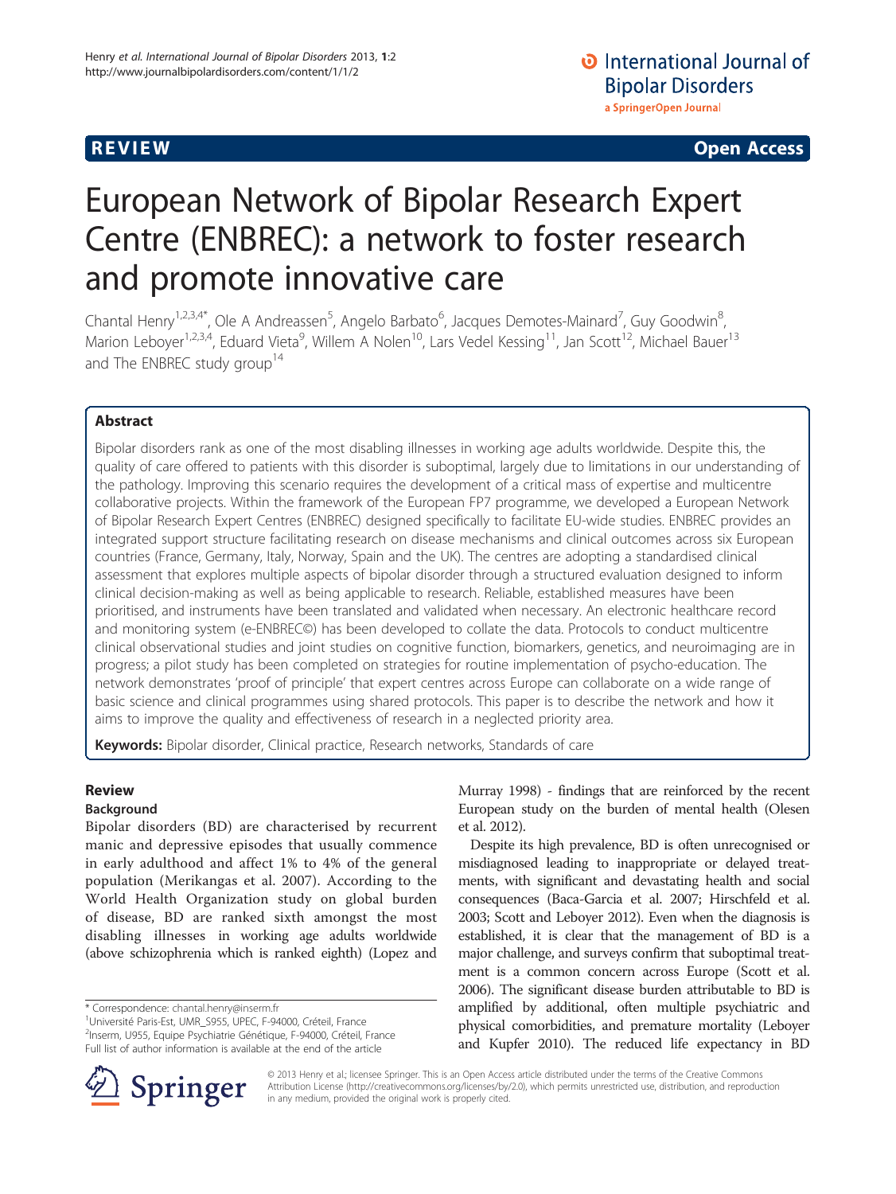**REVIEW** **Open Access**

# European Network of Bipolar Research Expert Centre (ENBREC): a network to foster research and promote innovative care

Chantal Henry[1,2,3,4*], Ole A Andreassen[5], Angelo Barbato[6], Jacques Demotes-Mainard[7], Guy Goodwin[8], Marion Leboyer[1,2,3,4], Eduard Vieta[9], Willem A Nolen[10], Lars Vedel Kessing[11], Jan Scott[12], Michael Bauer[13] and The ENBREC study group[14]

## Abstract

Bipolar disorders rank as one of the most disabling illnesses in working age adults worldwide. Despite this, the quality of care offered to patients with this disorder is suboptimal, largely due to limitations in our understanding of the pathology. Improving this scenario requires the development of a critical mass of expertise and multicentre collaborative projects. Within the framework of the European FP7 programme, we developed a European Network of Bipolar Research Expert Centres (ENBREC) designed specifically to facilitate EU-wide studies. ENBREC provides an integrated support structure facilitating research on disease mechanisms and clinical outcomes across six European countries (France, Germany, Italy, Norway, Spain and the UK). The centres are adopting a standardised clinical assessment that explores multiple aspects of bipolar disorder through a structured evaluation designed to inform clinical decision-making as well as being applicable to research. Reliable, established measures have been prioritised, and instruments have been translated and validated when necessary. An electronic healthcare record and monitoring system (e-ENBREC©) has been developed to collate the data. Protocols to conduct multicentre clinical observational studies and joint studies on cognitive function, biomarkers, genetics, and neuroimaging are in progress; a pilot study has been completed on strategies for routine implementation of psycho-education. The network demonstrates 'proof of principle' that expert centres across Europe can collaborate on a wide range of basic science and clinical programmes using shared protocols. This paper is to describe the network and how it aims to improve the quality and effectiveness of research in a neglected priority area.

**Keywords:** Bipolar disorder, Clinical practice, Research networks, Standards of care

## Review

### Background

Bipolar disorders (BD) are characterised by recurrent manic and depressive episodes that usually commence in early adulthood and affect 1% to 4% of the general population (Merikangas et al. 2007). According to the World Health Organization study on global burden of disease, BD are ranked sixth amongst the most disabling illnesses in working age adults worldwide (above schizophrenia which is ranked eighth) (Lopez and Murray 1998) - findings that are reinforced by the recent European study on the burden of mental health (Olesen et al. 2012).

Despite its high prevalence, BD is often unrecognised or misdiagnosed leading to inappropriate or delayed treatments, with significant and devastating health and social consequences (Baca-Garcia et al. 2007; Hirschfeld et al. 2003; Scott and Leboyer 2012). Even when the diagnosis is established, it is clear that the management of BD is a major challenge, and surveys confirm that suboptimal treatment is a common concern across Europe (Scott et al. 2006). The significant disease burden attributable to BD is amplified by additional, often multiple psychiatric and physical comorbidities, and premature mortality (Leboyer and Kupfer 2010). The reduced life expectancy in BD

\* Correspondence: chantal.henry@inserm.fr
[1]Université Paris-Est, UMR_S955, UPEC, F-94000, Créteil, France
[2]Inserm, U955, Equipe Psychiatrie Génétique, F-94000, Créteil, France
Full list of author information is available at the end of the article

© 2013 Henry et al.; licensee Springer. This is an Open Access article distributed under the terms of the Creative Commons Attribution License (http://creativecommons.org/licenses/by/2.0), which permits unrestricted use, distribution, and reproduction in any medium, provided the original work is properly cited.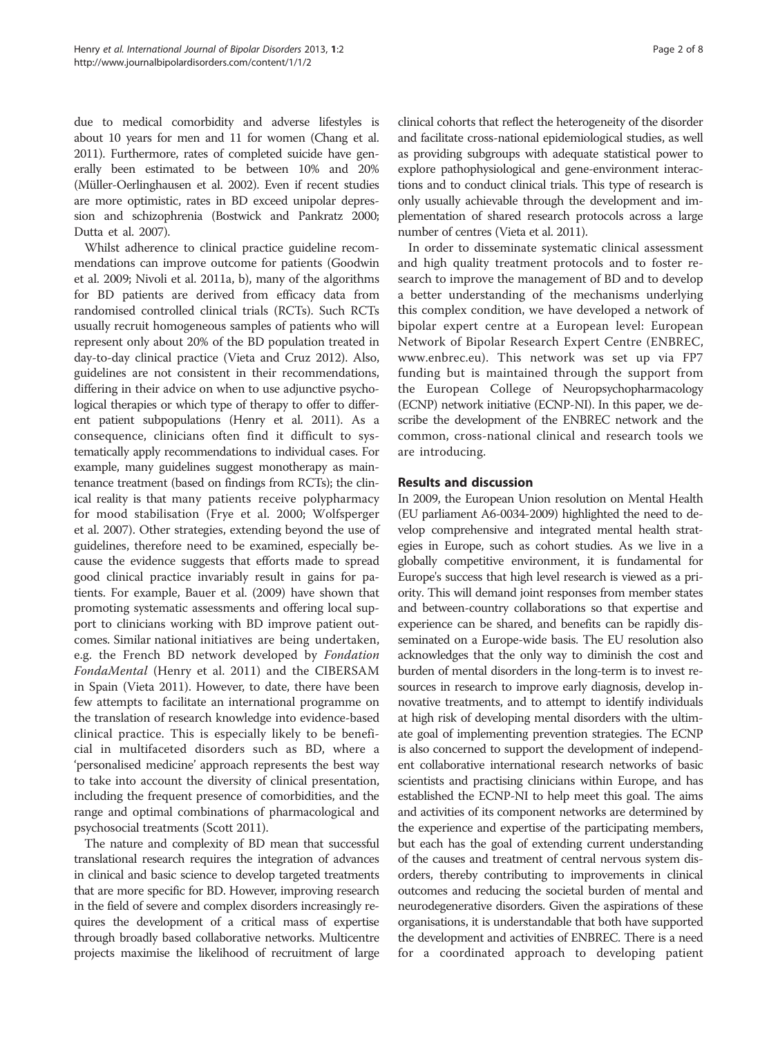due to medical comorbidity and adverse lifestyles is about 10 years for men and 11 for women (Chang et al. 2011). Furthermore, rates of completed suicide have generally been estimated to be between 10% and 20% (Müller-Oerlinghausen et al. 2002). Even if recent studies are more optimistic, rates in BD exceed unipolar depression and schizophrenia (Bostwick and Pankratz 2000; Dutta et al. 2007).

Whilst adherence to clinical practice guideline recommendations can improve outcome for patients (Goodwin et al. 2009; Nivoli et al. 2011a, b), many of the algorithms for BD patients are derived from efficacy data from randomised controlled clinical trials (RCTs). Such RCTs usually recruit homogeneous samples of patients who will represent only about 20% of the BD population treated in day-to-day clinical practice (Vieta and Cruz 2012). Also, guidelines are not consistent in their recommendations, differing in their advice on when to use adjunctive psychological therapies or which type of therapy to offer to different patient subpopulations (Henry et al. 2011). As a consequence, clinicians often find it difficult to systematically apply recommendations to individual cases. For example, many guidelines suggest monotherapy as maintenance treatment (based on findings from RCTs); the clinical reality is that many patients receive polypharmacy for mood stabilisation (Frye et al. 2000; Wolfsperger et al. 2007). Other strategies, extending beyond the use of guidelines, therefore need to be examined, especially because the evidence suggests that efforts made to spread good clinical practice invariably result in gains for patients. For example, Bauer et al. (2009) have shown that promoting systematic assessments and offering local support to clinicians working with BD improve patient outcomes. Similar national initiatives are being undertaken, e.g. the French BD network developed by *Fondation FondaMental* (Henry et al. 2011) and the CIBERSAM in Spain (Vieta 2011). However, to date, there have been few attempts to facilitate an international programme on the translation of research knowledge into evidence-based clinical practice. This is especially likely to be beneficial in multifaceted disorders such as BD, where a 'personalised medicine' approach represents the best way to take into account the diversity of clinical presentation, including the frequent presence of comorbidities, and the range and optimal combinations of pharmacological and psychosocial treatments (Scott 2011).

The nature and complexity of BD mean that successful translational research requires the integration of advances in clinical and basic science to develop targeted treatments that are more specific for BD. However, improving research in the field of severe and complex disorders increasingly requires the development of a critical mass of expertise through broadly based collaborative networks. Multicentre projects maximise the likelihood of recruitment of large clinical cohorts that reflect the heterogeneity of the disorder and facilitate cross-national epidemiological studies, as well as providing subgroups with adequate statistical power to explore pathophysiological and gene-environment interactions and to conduct clinical trials. This type of research is only usually achievable through the development and implementation of shared research protocols across a large number of centres (Vieta et al. 2011).

In order to disseminate systematic clinical assessment and high quality treatment protocols and to foster research to improve the management of BD and to develop a better understanding of the mechanisms underlying this complex condition, we have developed a network of bipolar expert centre at a European level: European Network of Bipolar Research Expert Centre (ENBREC, www.enbrec.eu). This network was set up via FP7 funding but is maintained through the support from the European College of Neuropsychopharmacology (ECNP) network initiative (ECNP-NI). In this paper, we describe the development of the ENBREC network and the common, cross-national clinical and research tools we are introducing.

## Results and discussion

In 2009, the European Union resolution on Mental Health (EU parliament A6-0034-2009) highlighted the need to develop comprehensive and integrated mental health strategies in Europe, such as cohort studies. As we live in a globally competitive environment, it is fundamental for Europe's success that high level research is viewed as a priority. This will demand joint responses from member states and between-country collaborations so that expertise and experience can be shared, and benefits can be rapidly disseminated on a Europe-wide basis. The EU resolution also acknowledges that the only way to diminish the cost and burden of mental disorders in the long-term is to invest resources in research to improve early diagnosis, develop innovative treatments, and to attempt to identify individuals at high risk of developing mental disorders with the ultimate goal of implementing prevention strategies. The ECNP is also concerned to support the development of independent collaborative international research networks of basic scientists and practising clinicians within Europe, and has established the ECNP-NI to help meet this goal. The aims and activities of its component networks are determined by the experience and expertise of the participating members, but each has the goal of extending current understanding of the causes and treatment of central nervous system disorders, thereby contributing to improvements in clinical outcomes and reducing the societal burden of mental and neurodegenerative disorders. Given the aspirations of these organisations, it is understandable that both have supported the development and activities of ENBREC. There is a need for a coordinated approach to developing patient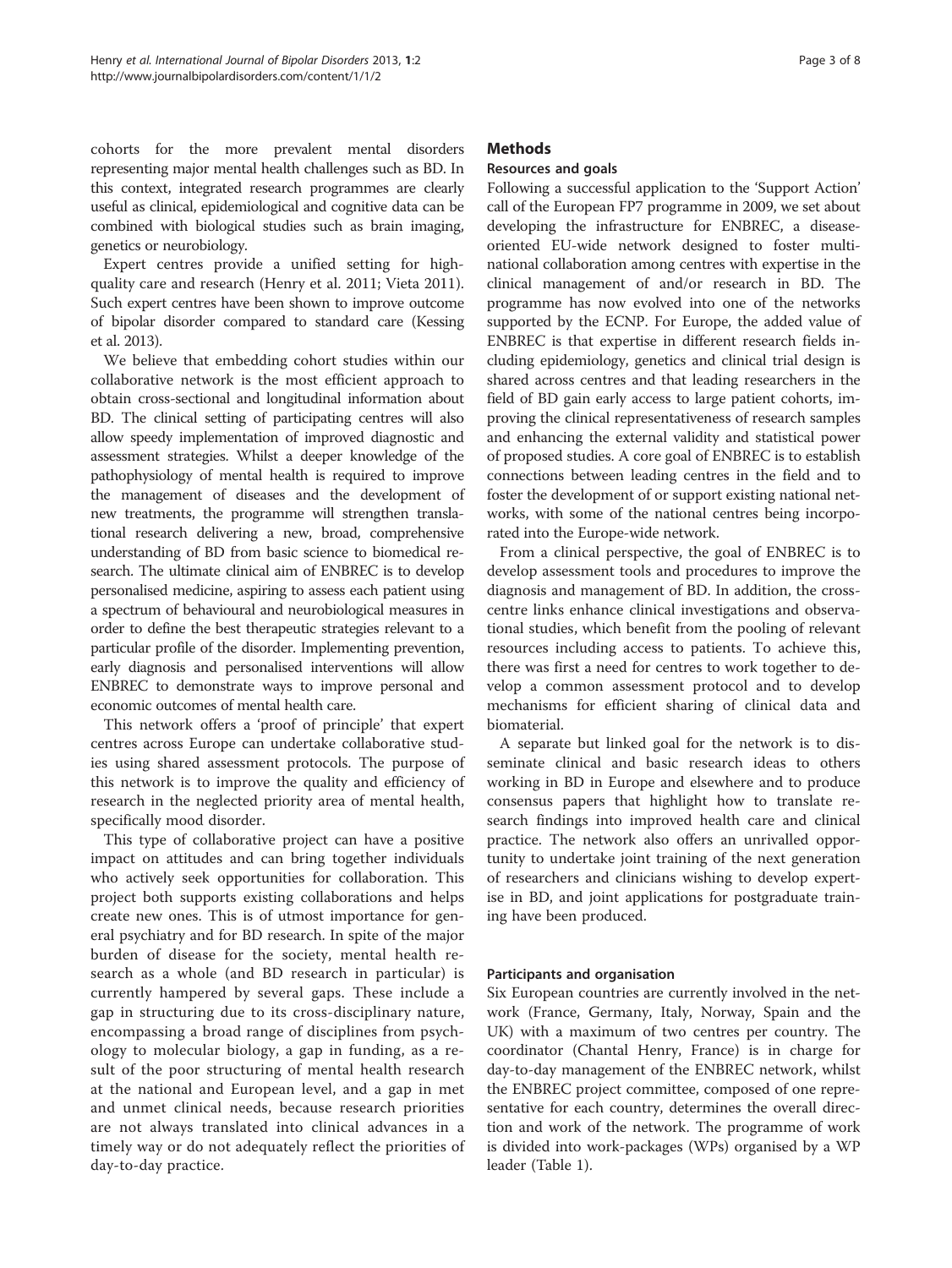cohorts for the more prevalent mental disorders representing major mental health challenges such as BD. In this context, integrated research programmes are clearly useful as clinical, epidemiological and cognitive data can be combined with biological studies such as brain imaging, genetics or neurobiology.

Expert centres provide a unified setting for high-quality care and research (Henry et al. 2011; Vieta 2011). Such expert centres have been shown to improve outcome of bipolar disorder compared to standard care (Kessing et al. 2013).

We believe that embedding cohort studies within our collaborative network is the most efficient approach to obtain cross-sectional and longitudinal information about BD. The clinical setting of participating centres will also allow speedy implementation of improved diagnostic and assessment strategies. Whilst a deeper knowledge of the pathophysiology of mental health is required to improve the management of diseases and the development of new treatments, the programme will strengthen translational research delivering a new, broad, comprehensive understanding of BD from basic science to biomedical research. The ultimate clinical aim of ENBREC is to develop personalised medicine, aspiring to assess each patient using a spectrum of behavioural and neurobiological measures in order to define the best therapeutic strategies relevant to a particular profile of the disorder. Implementing prevention, early diagnosis and personalised interventions will allow ENBREC to demonstrate ways to improve personal and economic outcomes of mental health care.

This network offers a 'proof of principle' that expert centres across Europe can undertake collaborative studies using shared assessment protocols. The purpose of this network is to improve the quality and efficiency of research in the neglected priority area of mental health, specifically mood disorder.

This type of collaborative project can have a positive impact on attitudes and can bring together individuals who actively seek opportunities for collaboration. This project both supports existing collaborations and helps create new ones. This is of utmost importance for general psychiatry and for BD research. In spite of the major burden of disease for the society, mental health research as a whole (and BD research in particular) is currently hampered by several gaps. These include a gap in structuring due to its cross-disciplinary nature, encompassing a broad range of disciplines from psychology to molecular biology, a gap in funding, as a result of the poor structuring of mental health research at the national and European level, and a gap in met and unmet clinical needs, because research priorities are not always translated into clinical advances in a timely way or do not adequately reflect the priorities of day-to-day practice.

## Methods

### Resources and goals

Following a successful application to the 'Support Action' call of the European FP7 programme in 2009, we set about developing the infrastructure for ENBREC, a disease-oriented EU-wide network designed to foster multinational collaboration among centres with expertise in the clinical management of and/or research in BD. The programme has now evolved into one of the networks supported by the ECNP. For Europe, the added value of ENBREC is that expertise in different research fields including epidemiology, genetics and clinical trial design is shared across centres and that leading researchers in the field of BD gain early access to large patient cohorts, improving the clinical representativeness of research samples and enhancing the external validity and statistical power of proposed studies. A core goal of ENBREC is to establish connections between leading centres in the field and to foster the development of or support existing national networks, with some of the national centres being incorporated into the Europe-wide network.

From a clinical perspective, the goal of ENBREC is to develop assessment tools and procedures to improve the diagnosis and management of BD. In addition, the cross-centre links enhance clinical investigations and observational studies, which benefit from the pooling of relevant resources including access to patients. To achieve this, there was first a need for centres to work together to develop a common assessment protocol and to develop mechanisms for efficient sharing of clinical data and biomaterial.

A separate but linked goal for the network is to disseminate clinical and basic research ideas to others working in BD in Europe and elsewhere and to produce consensus papers that highlight how to translate research findings into improved health care and clinical practice. The network also offers an unrivalled opportunity to undertake joint training of the next generation of researchers and clinicians wishing to develop expertise in BD, and joint applications for postgraduate training have been produced.

### Participants and organisation

Six European countries are currently involved in the network (France, Germany, Italy, Norway, Spain and the UK) with a maximum of two centres per country. The coordinator (Chantal Henry, France) is in charge for day-to-day management of the ENBREC network, whilst the ENBREC project committee, composed of one representative for each country, determines the overall direction and work of the network. The programme of work is divided into work-packages (WPs) organised by a WP leader (Table 1).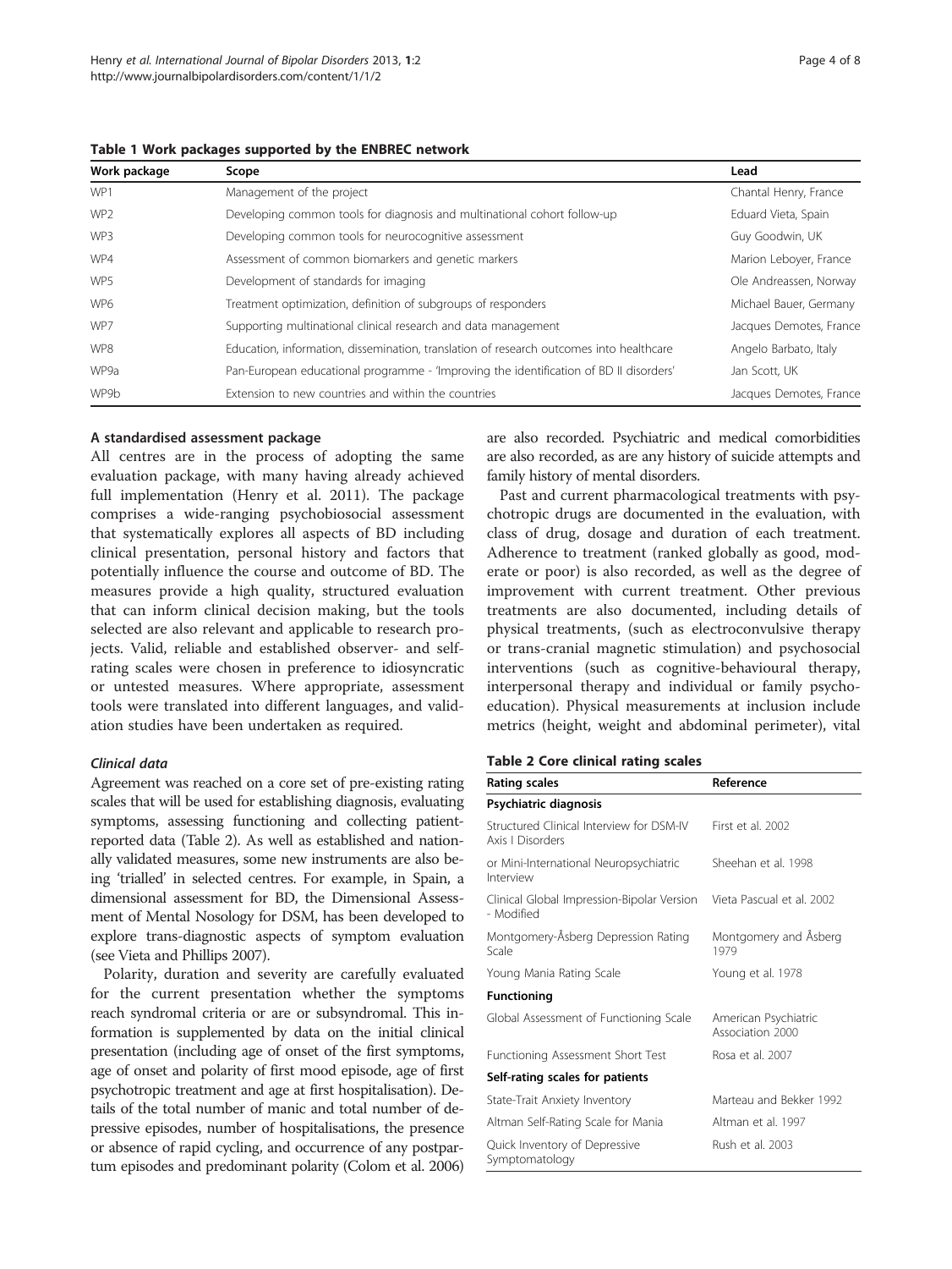**Table 1 Work packages supported by the ENBREC network**

| Work package | Scope | Lead |
| --- | --- | --- |
| WP1 | Management of the project | Chantal Henry, France |
| WP2 | Developing common tools for diagnosis and multinational cohort follow-up | Eduard Vieta, Spain |
| WP3 | Developing common tools for neurocognitive assessment | Guy Goodwin, UK |
| WP4 | Assessment of common biomarkers and genetic markers | Marion Leboyer, France |
| WP5 | Development of standards for imaging | Ole Andreassen, Norway |
| WP6 | Treatment optimization, definition of subgroups of responders | Michael Bauer, Germany |
| WP7 | Supporting multinational clinical research and data management | Jacques Demotes, France |
| WP8 | Education, information, dissemination, translation of research outcomes into healthcare | Angelo Barbato, Italy |
| WP9a | Pan-European educational programme - 'Improving the identification of BD II disorders' | Jan Scott, UK |
| WP9b | Extension to new countries and within the countries | Jacques Demotes, France |

#### A standardised assessment package

All centres are in the process of adopting the same evaluation package, with many having already achieved full implementation (Henry et al. 2011). The package comprises a wide-ranging psychobiosocial assessment that systematically explores all aspects of BD including clinical presentation, personal history and factors that potentially influence the course and outcome of BD. The measures provide a high quality, structured evaluation that can inform clinical decision making, but the tools selected are also relevant and applicable to research projects. Valid, reliable and established observer- and self-rating scales were chosen in preference to idiosyncratic or untested measures. Where appropriate, assessment tools were translated into different languages, and validation studies have been undertaken as required.

##### *Clinical data*

Agreement was reached on a core set of pre-existing rating scales that will be used for establishing diagnosis, evaluating symptoms, assessing functioning and collecting patient-reported data (Table 2). As well as established and nationally validated measures, some new instruments are also being 'trialled' in selected centres. For example, in Spain, a dimensional assessment for BD, the Dimensional Assessment of Mental Nosology for DSM, has been developed to explore trans-diagnostic aspects of symptom evaluation (see Vieta and Phillips 2007).

Polarity, duration and severity are carefully evaluated for the current presentation whether the symptoms reach syndromal criteria or are or subsyndromal. This information is supplemented by data on the initial clinical presentation (including age of onset of the first symptoms, age of onset and polarity of first mood episode, age of first psychotropic treatment and age at first hospitalisation). Details of the total number of manic and total number of depressive episodes, number of hospitalisations, the presence or absence of rapid cycling, and occurrence of any postpartum episodes and predominant polarity (Colom et al. 2006) are also recorded. Psychiatric and medical comorbidities are also recorded, as are any history of suicide attempts and family history of mental disorders.

Past and current pharmacological treatments with psychotropic drugs are documented in the evaluation, with class of drug, dosage and duration of each treatment. Adherence to treatment (ranked globally as good, moderate or poor) is also recorded, as well as the degree of improvement with current treatment. Other previous treatments are also documented, including details of physical treatments, (such as electroconvulsive therapy or trans-cranial magnetic stimulation) and psychosocial interventions (such as cognitive-behavioural therapy, interpersonal therapy and individual or family psychoeducation). Physical measurements at inclusion include metrics (height, weight and abdominal perimeter), vital

**Table 2 Core clinical rating scales**

| Rating scales | Reference |
| --- | --- |
| **Psychiatric diagnosis** | |
| Structured Clinical Interview for DSM-IV Axis I Disorders | First et al. 2002 |
| or Mini-International Neuropsychiatric Interview | Sheehan et al. 1998 |
| Clinical Global Impression-Bipolar Version - Modified | Vieta Pascual et al. 2002 |
| Montgomery-Åsberg Depression Rating Scale | Montgomery and Åsberg 1979 |
| Young Mania Rating Scale | Young et al. 1978 |
| **Functioning** | |
| Global Assessment of Functioning Scale | American Psychiatric Association 2000 |
| Functioning Assessment Short Test | Rosa et al. 2007 |
| **Self-rating scales for patients** | |
| State-Trait Anxiety Inventory | Marteau and Bekker 1992 |
| Altman Self-Rating Scale for Mania | Altman et al. 1997 |
| Quick Inventory of Depressive Symptomatology | Rush et al. 2003 |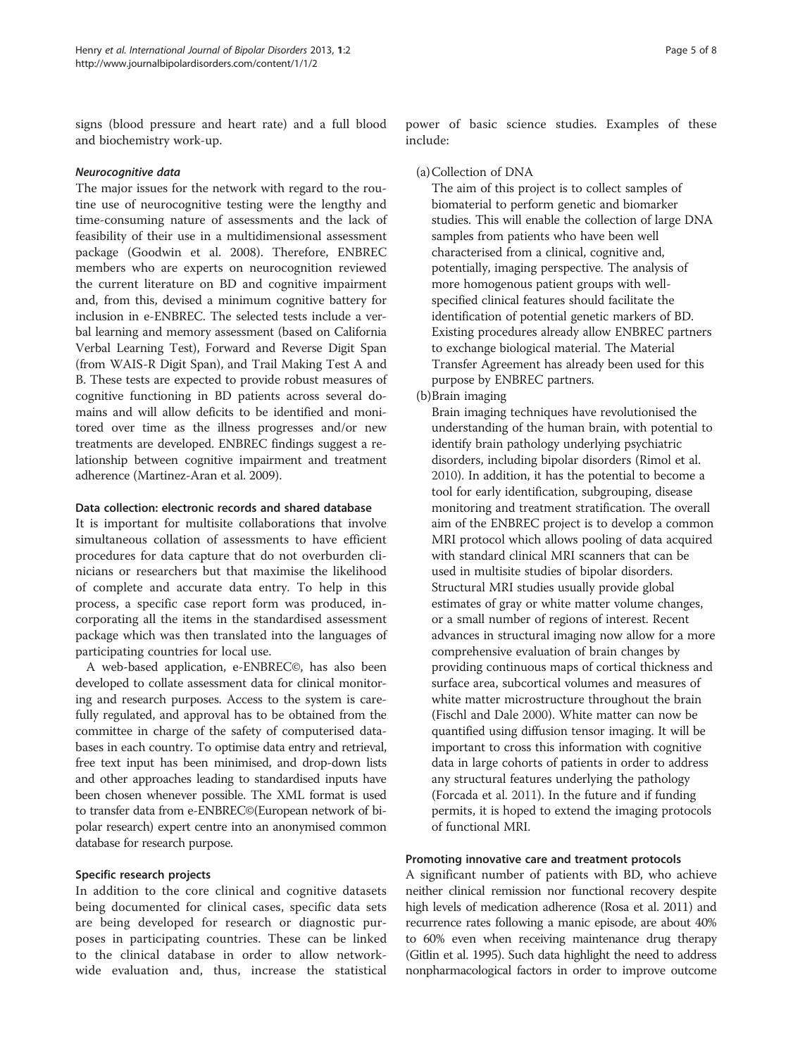signs (blood pressure and heart rate) and a full blood and biochemistry work-up.

#### *Neurocognitive data*

The major issues for the network with regard to the routine use of neurocognitive testing were the lengthy and time-consuming nature of assessments and the lack of feasibility of their use in a multidimensional assessment package (Goodwin et al. 2008). Therefore, ENBREC members who are experts on neurocognition reviewed the current literature on BD and cognitive impairment and, from this, devised a minimum cognitive battery for inclusion in e-ENBREC. The selected tests include a verbal learning and memory assessment (based on California Verbal Learning Test), Forward and Reverse Digit Span (from WAIS-R Digit Span), and Trail Making Test A and B. These tests are expected to provide robust measures of cognitive functioning in BD patients across several domains and will allow deficits to be identified and monitored over time as the illness progresses and/or new treatments are developed. ENBREC findings suggest a relationship between cognitive impairment and treatment adherence (Martinez-Aran et al. 2009).

### Data collection: electronic records and shared database

It is important for multisite collaborations that involve simultaneous collation of assessments to have efficient procedures for data capture that do not overburden clinicians or researchers but that maximise the likelihood of complete and accurate data entry. To help in this process, a specific case report form was produced, incorporating all the items in the standardised assessment package which was then translated into the languages of participating countries for local use.

A web-based application, e-ENBREC©, has also been developed to collate assessment data for clinical monitoring and research purposes. Access to the system is carefully regulated, and approval has to be obtained from the committee in charge of the safety of computerised databases in each country. To optimise data entry and retrieval, free text input has been minimised, and drop-down lists and other approaches leading to standardised inputs have been chosen whenever possible. The XML format is used to transfer data from e-ENBREC©(European network of bipolar research) expert centre into an anonymised common database for research purpose.

### Specific research projects

In addition to the core clinical and cognitive datasets being documented for clinical cases, specific data sets are being developed for research or diagnostic purposes in participating countries. These can be linked to the clinical database in order to allow network-wide evaluation and, thus, increase the statistical power of basic science studies. Examples of these include:

(a) Collection of DNA

The aim of this project is to collect samples of biomaterial to perform genetic and biomarker studies. This will enable the collection of large DNA samples from patients who have been well characterised from a clinical, cognitive and, potentially, imaging perspective. The analysis of more homogenous patient groups with well-specified clinical features should facilitate the identification of potential genetic markers of BD. Existing procedures already allow ENBREC partners to exchange biological material. The Material Transfer Agreement has already been used for this purpose by ENBREC partners.

(b) Brain imaging

Brain imaging techniques have revolutionised the understanding of the human brain, with potential to identify brain pathology underlying psychiatric disorders, including bipolar disorders (Rimol et al. 2010). In addition, it has the potential to become a tool for early identification, subgrouping, disease monitoring and treatment stratification. The overall aim of the ENBREC project is to develop a common MRI protocol which allows pooling of data acquired with standard clinical MRI scanners that can be used in multisite studies of bipolar disorders. Structural MRI studies usually provide global estimates of gray or white matter volume changes, or a small number of regions of interest. Recent advances in structural imaging now allow for a more comprehensive evaluation of brain changes by providing continuous maps of cortical thickness and surface area, subcortical volumes and measures of white matter microstructure throughout the brain (Fischl and Dale 2000). White matter can now be quantified using diffusion tensor imaging. It will be important to cross this information with cognitive data in large cohorts of patients in order to address any structural features underlying the pathology (Forcada et al. 2011). In the future and if funding permits, it is hoped to extend the imaging protocols of functional MRI.

### Promoting innovative care and treatment protocols

A significant number of patients with BD, who achieve neither clinical remission nor functional recovery despite high levels of medication adherence (Rosa et al. 2011) and recurrence rates following a manic episode, are about 40% to 60% even when receiving maintenance drug therapy (Gitlin et al. 1995). Such data highlight the need to address nonpharmacological factors in order to improve outcome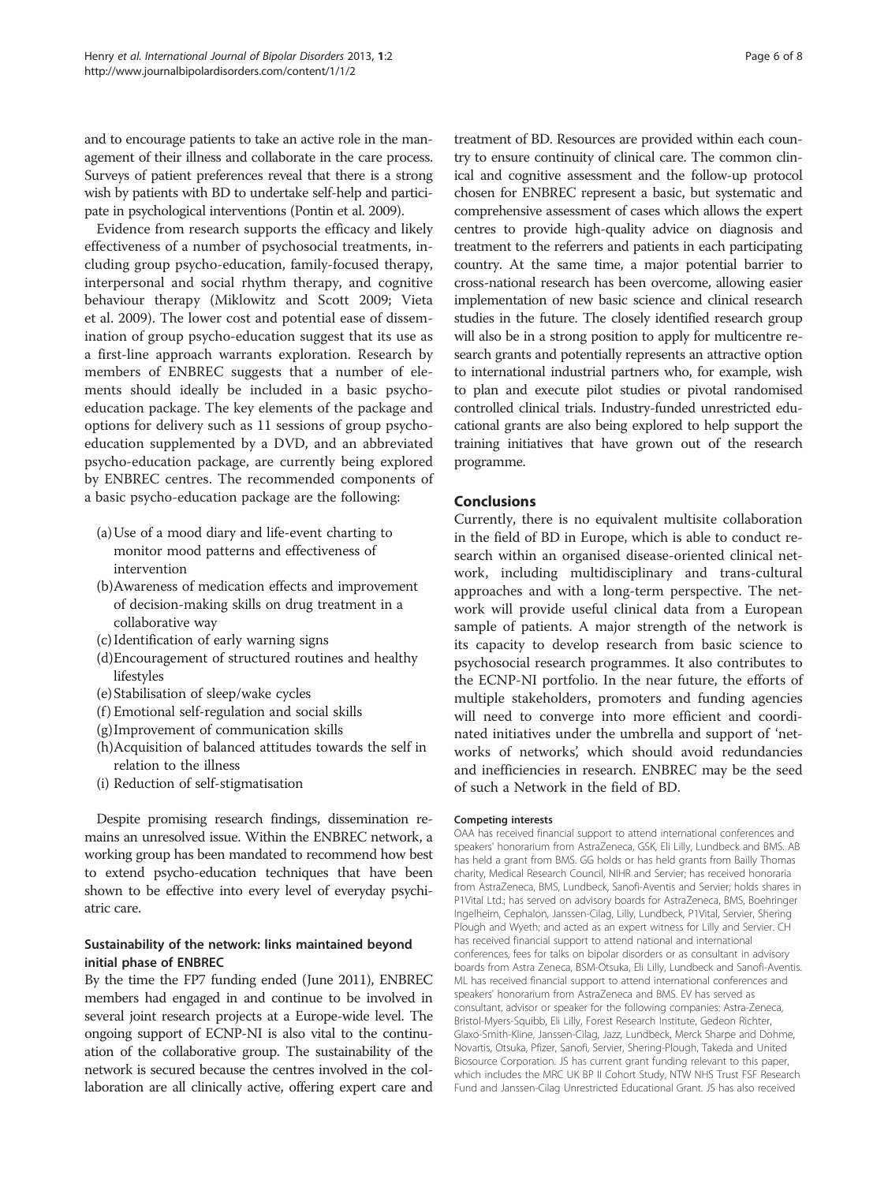and to encourage patients to take an active role in the management of their illness and collaborate in the care process. Surveys of patient preferences reveal that there is a strong wish by patients with BD to undertake self-help and participate in psychological interventions (Pontin et al. 2009).

Evidence from research supports the efficacy and likely effectiveness of a number of psychosocial treatments, including group psycho-education, family-focused therapy, interpersonal and social rhythm therapy, and cognitive behaviour therapy (Miklowitz and Scott 2009; Vieta et al. 2009). The lower cost and potential ease of dissemination of group psycho-education suggest that its use as a first-line approach warrants exploration. Research by members of ENBREC suggests that a number of elements should ideally be included in a basic psycho-education package. The key elements of the package and options for delivery such as 11 sessions of group psycho-education supplemented by a DVD, and an abbreviated psycho-education package, are currently being explored by ENBREC centres. The recommended components of a basic psycho-education package are the following:

(a) Use of a mood diary and life-event charting to monitor mood patterns and effectiveness of intervention
(b) Awareness of medication effects and improvement of decision-making skills on drug treatment in a collaborative way
(c) Identification of early warning signs
(d) Encouragement of structured routines and healthy lifestyles
(e) Stabilisation of sleep/wake cycles
(f) Emotional self-regulation and social skills
(g) Improvement of communication skills
(h) Acquisition of balanced attitudes towards the self in relation to the illness
(i) Reduction of self-stigmatisation

Despite promising research findings, dissemination remains an unresolved issue. Within the ENBREC network, a working group has been mandated to recommend how best to extend psycho-education techniques that have been shown to be effective into every level of everyday psychiatric care.

### Sustainability of the network: links maintained beyond initial phase of ENBREC

By the time the FP7 funding ended (June 2011), ENBREC members had engaged in and continue to be involved in several joint research projects at a Europe-wide level. The ongoing support of ECNP-NI is also vital to the continuation of the collaborative group. The sustainability of the network is secured because the centres involved in the collaboration are all clinically active, offering expert care and treatment of BD. Resources are provided within each country to ensure continuity of clinical care. The common clinical and cognitive assessment and the follow-up protocol chosen for ENBREC represent a basic, but systematic and comprehensive assessment of cases which allows the expert centres to provide high-quality advice on diagnosis and treatment to the referrers and patients in each participating country. At the same time, a major potential barrier to cross-national research has been overcome, allowing easier implementation of new basic science and clinical research studies in the future. The closely identified research group will also be in a strong position to apply for multicentre research grants and potentially represents an attractive option to international industrial partners who, for example, wish to plan and execute pilot studies or pivotal randomised controlled clinical trials. Industry-funded unrestricted educational grants are also being explored to help support the training initiatives that have grown out of the research programme.

## Conclusions

Currently, there is no equivalent multisite collaboration in the field of BD in Europe, which is able to conduct research within an organised disease-oriented clinical network, including multidisciplinary and trans-cultural approaches and with a long-term perspective. The network will provide useful clinical data from a European sample of patients. A major strength of the network is its capacity to develop research from basic science to psychosocial research programmes. It also contributes to the ECNP-NI portfolio. In the near future, the efforts of multiple stakeholders, promoters and funding agencies will need to converge into more efficient and coordinated initiatives under the umbrella and support of 'networks of networks', which should avoid redundancies and inefficiencies in research. ENBREC may be the seed of such a Network in the field of BD.

#### Competing interests

OAA has received financial support to attend international conferences and speakers' honorarium from AstraZeneca, GSK, Eli Lilly, Lundbeck and BMS. AB has held a grant from BMS. GG holds or has held grants from Bailly Thomas charity, Medical Research Council, NIHR and Servier; has received honoraria from AstraZeneca, BMS, Lundbeck, Sanofi-Aventis and Servier; holds shares in P1Vital Ltd.; has served on advisory boards for AstraZeneca, BMS, Boehringer Ingelheim, Cephalon, Janssen-Cilag, Lilly, Lundbeck, P1Vital, Servier, Shering Plough and Wyeth; and acted as an expert witness for Lilly and Servier. CH has received financial support to attend national and international conferences, fees for talks on bipolar disorders or as consultant in advisory boards from Astra Zeneca, BSM-Otsuka, Eli Lilly, Lundbeck and Sanofi-Aventis. ML has received financial support to attend international conferences and speakers' honorarium from AstraZeneca and BMS. EV has served as consultant, advisor or speaker for the following companies: Astra-Zeneca, Bristol-Myers-Squibb, Eli Lilly, Forest Research Institute, Gedeon Richter, Glaxo-Smith-Kline, Janssen-Cilag, Jazz, Lundbeck, Merck Sharpe and Dohme, Novartis, Otsuka, Pfizer, Sanofi, Servier, Shering-Plough, Takeda and United Biosource Corporation. JS has current grant funding relevant to this paper, which includes the MRC UK BP II Cohort Study, NTW NHS Trust FSF Research Fund and Janssen-Cilag Unrestricted Educational Grant. JS has also received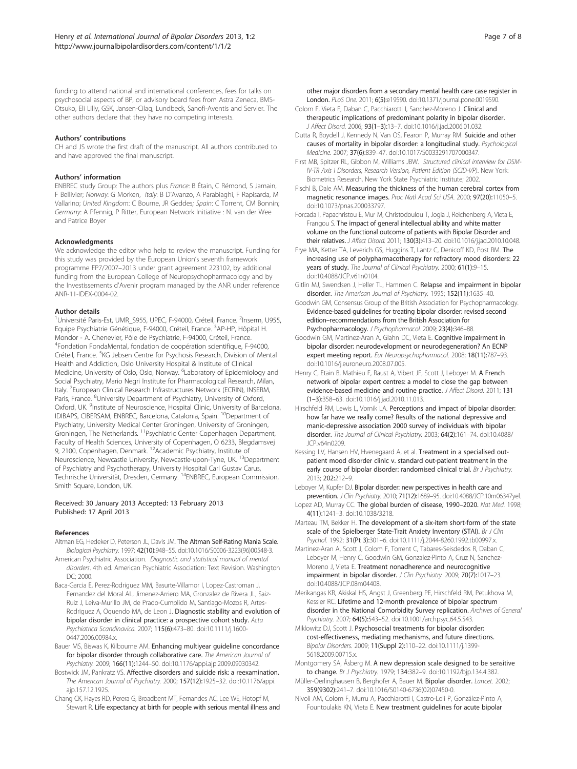funding to attend national and international conferences, fees for talks on psychosocial aspects of BP, or advisory board fees from Astra Zeneca, BMS-Otsuko, Eli Lilly, GSK, Jansen-Cilag, Lundbeck, Sanofi-Aventis and Servier. The other authors declare that they have no competing interests.

### Authors' contributions

CH and JS wrote the first draft of the manuscript. All authors contributed to and have approved the final manuscript.

### Authors' information

ENBREC study Group: The authors plus *France*: B Étain, C Rémond, S Jamain, F Bellivier; *Norway*: G Morken, *Italy*: B D'Avanzo, A Parabiaghi, F Rapisarda, M Vallarino; *United Kingdom*: C Bourne, JR Geddes; *Spain*: C Torrent, CM Bonnin; *Germany*: A Pfennig, P Ritter, European Network Initiative : N. van der Wee and Patrice Boyer

### Acknowledgments

We acknowledge the editor who help to review the manuscript. Funding for this study was provided by the European Union's seventh framework programme FP7/2007–2013 under grant agreement 223102, by additional funding from the European College of Neuropsychopharmacology and by the Investissements d'Avenir program managed by the ANR under reference ANR-11-IDEX-0004-02.

### Author details

[1]Université Paris-Est, UMR_S955, UPEC, F-94000, Créteil, France. [2]Inserm, U955, Equipe Psychiatrie Génétique, F-94000, Créteil, France. [3]AP-HP, Hôpital H. Mondor - A. Chenevier, Pôle de Psychiatrie, F-94000, Créteil, France. [4]Fondation FondaMental, fondation de coopération scientifique, F-94000, Créteil, France. [5]KG Jebsen Centre for Psychosis Research, Division of Mental Health and Addiction, Oslo University Hospital & Institute of Clinical Medicine, University of Oslo, Oslo, Norway. [6]Laboratory of Epidemiology and Social Psychiatry, Mario Negri Institute for Pharmacological Research, Milan, Italy. [7]European Clinical Research Infrastructures Network (ECRIN), INSERM, Paris, France. [8]University Department of Psychiatry, University of Oxford, Oxford, UK. [9]Institute of Neuroscience, Hospital Clinic, University of Barcelona, IDIBAPS, CIBERSAM, ENBREC, Barcelona, Catalonia, Spain. [10]Department of Psychiatry, University Medical Center Groningen, University of Groningen, Groningen, The Netherlands. [11]Psychiatric Center Copenhagen Department, Faculty of Health Sciences, University of Copenhagen, O 6233, Blegdamsvej 9, 2100, Copenhagen, Denmark. [12]Academic Psychiatry, Institute of Neuroscience, Newcastle University, Newcastle-upon-Tyne, UK. [13]Department of Psychiatry and Psychotherapy, University Hospital Carl Gustav Carus, Technische Universität, Dresden, Germany. [14]ENBREC, European Commission, Smith Square, London, UK.

Received: 30 January 2013 Accepted: 13 February 2013
Published: 17 April 2013

### References

- Altman EG, Hedeker D, Peterson JL, Davis JM. **The Altman Self-Rating Mania Scale.** *Biological Psychiatry.* 1997; **42(10):**948–55. doi:10.1016/S0006-3223(96)00548-3.
- American Psychiatric Association. *Diagnostic and statistical manual of mental disorders*. 4th ed. American Psychiatric Association: Text Revision. Washington DC; 2000.
- Baca-Garcia E, Perez-Rodriguez MM, Basurte-Villamor I, Lopez-Castroman J, Fernandez del Moral AL, Jimenez-Arriero MA, Gronzalez de Rivera JL, Saiz-Ruiz J, Leiva-Murillo JM, de Prado-Cumplido M, Santiago-Mozos R, Artes-Rodriguez A, Oquendo MA, de Leon J. **Diagnostic stability and evolution of bipolar disorder in clinical practice: a prospective cohort study.** *Acta Psychiatrica Scandinavica.* 2007; **115(6):**473–80. doi:10.1111/j.1600-0447.2006.00984.x.
- Bauer MS, Biswas K, Kilbourne AM. **Enhancing multiyear guideline concordance for bipolar disorder through collaborative care.** *The American Journal of Psychiatry.* 2009; **166(11):**1244–50. doi:10.1176/appi.ajp.2009.09030342.
- Bostwick JM, Pankratz VS. **Affective disorders and suicide risk: a reexamination.** *The American Journal of Psychiatry.* 2000; **157(12):**1925–32. doi:10.1176/appi.ajp.157.12.1925.
- Chang CK, Hayes RD, Perera G, Broadbent MT, Fernandes AC, Lee WE, Hotopf M, Stewart R. **Life expectancy at birth for people with serious mental illness and other major disorders from a secondary mental health care case register in London.** *PLoS One.* 2011; **6(5):**e19590. doi:10.1371/journal.pone.0019590.
- Colom F, Vieta E, Daban C, Pacchiarotti I, Sanchez-Moreno J. **Clinical and therapeutic implications of predominant polarity in bipolar disorder.** *J Affect Disord.* 2006; **93(1–3):**13–7. doi:10.1016/j.jad.2006.01.032.
- Dutta R, Boydell J, Kennedy N, Van OS, Fearon P, Murray RM. **Suicide and other causes of mortality in bipolar disorder: a longitudinal study.** *Psychological Medicine.* 2007; **37(6):**839–47. doi:10.1017/S0033291707000347.
- First MB, Spitzer RL, Gibbon M, Williams JBW. *Structured clinical interview for DSM-IV-TR Axis I Disorders, Research Version, Patient Edition (SCID-I/P)*. New York: Biometrics Research, New York State Psychiatric Institute; 2002.
- Fischl B, Dale AM. **Measuring the thickness of the human cerebral cortex from magnetic resonance images.** *Proc Natl Acad Sci USA.* 2000; **97(20):**11050–5. doi:10.1073/pnas.200033797.
- Forcada I, Papachristou E, Mur M, Christodoulou T, Jogia J, Reichenberg A, Vieta E, Frangou S. **The impact of general intellectual ability and white matter volume on the functional outcome of patients with Bipolar Disorder and their relatives.** *J Affect Disord.* 2011; **130(3):**413–20. doi:10.1016/j.jad.2010.10.048.
- Frye MA, Ketter TA, Leverich GS, Huggins T, Lantz C, Denicoff KD, Post RM. **The increasing use of polypharmacotherapy for refractory mood disorders: 22 years of study.** *The Journal of Clinical Psychiatry.* 2000; **61(1):**9–15. doi:10.4088/JCP.v61n0104.
- Gitlin MJ, Swendsen J, Heller TL, Hammen C. **Relapse and impairment in bipolar disorder.** *The American Journal of Psychiatry.* 1995; **152(11):**1635–40.
- Goodwin GM, Consensus Group of the British Association for Psychopharmacology. **Evidence-based guidelines for treating bipolar disorder: revised second edition–recommendations from the British Association for Psychopharmacology.** *J Psychopharmacol.* 2009; **23(4):**346–88.
- Goodwin GM, Martinez-Aran A, Glahn DC, Vieta E. **Cognitive impairment in bipolar disorder: neurodevelopment or neurodegeneration? An ECNP expert meeting report.** *Eur Neuropsychopharmacol.* 2008; **18(11):**787–93. doi:10.1016/j.euroneuro.2008.07.005.
- Henry C, Etain B, Mathieu F, Raust A, Vibert JF, Scott J, Leboyer M. **A French network of bipolar expert centres: a model to close the gap between evidence-based medicine and routine practice.** *J Affect Disord.* 2011; **131 (1–3):**358–63. doi:10.1016/j.jad.2010.11.013.
- Hirschfeld RM, Lewis L, Vornik LA. **Perceptions and impact of bipolar disorder: how far have we really come? Results of the national depressive and manic-depressive association 2000 survey of individuals with bipolar disorder.** *The Journal of Clinical Psychiatry.* 2003; **64(2):**161–74. doi:10.4088/JCP.v64n0209.
- Kessing LV, Hansen HV, Hvenegaard A, et al. **Treatment in a specialised out-patient mood disorder clinic v. standard out-patient treatment in the early course of bipolar disorder: randomised clinical trial.** *Br J Psychiatry.* 2013; **202:**212–9.
- Leboyer M, Kupfer DJ. **Bipolar disorder: new perspectives in health care and prevention.** *J Clin Psychiatry.* 2010; **71(12):**1689–95. doi:10.4088/JCP.10m06347yel.
- Lopez AD, Murray CC. **The global burden of disease, 1990–2020.** *Nat Med.* 1998; **4(11):**1241–3. doi:10.1038/3218.
- Marteau TM, Bekker H. **The development of a six-item short-form of the state scale of the Spielberger State-Trait Anxiety Inventory (STAI).** *Br J Clin Psychol.* 1992; **31(Pt 3):**301–6. doi:10.1111/j.2044-8260.1992.tb00997.x.
- Martinez-Aran A, Scott J, Colom F, Torrent C, Tabares-Seisdedos R, Daban C, Leboyer M, Henry C, Goodwin GM, Gonzalez-Pinto A, Cruz N, Sanchez-Moreno J, Vieta E. **Treatment nonadherence and neurocognitive impairment in bipolar disorder.** *J Clin Psychiatry.* 2009; **70(7):**1017–23. doi:10.4088/JCP.08m04408.
- Merikangas KR, Akiskal HS, Angst J, Greenberg PE, Hirschfeld RM, Petukhova M, Kessler RC. **Lifetime and 12-month prevalence of bipolar spectrum disorder in the National Comorbidity Survey replication.** *Archives of General Psychiatry.* 2007; **64(5):**543–52. doi:10.1001/archpsyc.64.5.543.
- Miklowitz DJ, Scott J. **Psychosocial treatments for bipolar disorder: cost-effectiveness, mediating mechanisms, and future directions.** *Bipolar Disorders.* 2009; **11(Suppl 2):**110–22. doi:10.1111/j.1399-5618.2009.00715.x.
- Montgomery SA, Åsberg M. **A new depression scale designed to be sensitive to change.** *Br J Psychiatry.* 1979; **134:**382–9. doi:10.1192/bjp.134.4.382.
- Müller-Oerlinghausen B, Berghofer A, Bauer M. **Bipolar disorder.** *Lancet.* 2002; **359(9302):**241–7. doi:10.1016/S0140-6736(02)07450-0.
- Nivoli AM, Colom F, Murru A, Pacchiarotti I, Castro-Loli P, González-Pinto A, Fountoulakis KN, Vieta E. **New treatment guidelines for acute bipolar**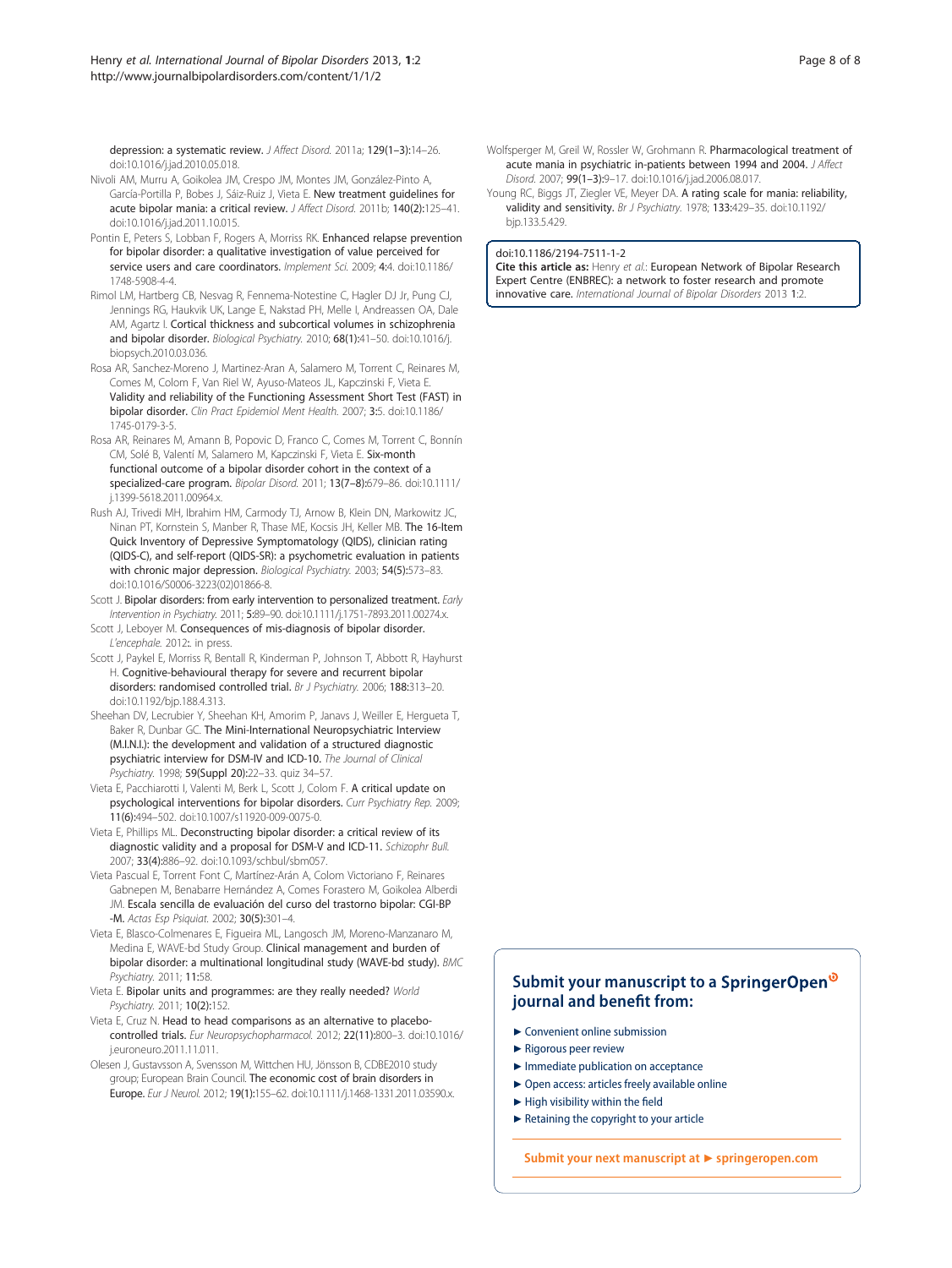depression: a systematic review. *J Affect Disord.* 2011a; **129(1–3):**14–26. doi:10.1016/j.jad.2010.05.018.

Nivoli AM, Murru A, Goikolea JM, Crespo JM, Montes JM, González-Pinto A, García-Portilla P, Bobes J, Sáiz-Ruiz J, Vieta E. New treatment guidelines for acute bipolar mania: a critical review. *J Affect Disord.* 2011b; **140(2):**125–41. doi:10.1016/j.jad.2011.10.015.

Pontin E, Peters S, Lobban F, Rogers A, Morriss RK. Enhanced relapse prevention for bipolar disorder: a qualitative investigation of value perceived for service users and care coordinators. *Implement Sci.* 2009; **4:**4. doi:10.1186/1748-5908-4-4.

Rimol LM, Hartberg CB, Nesvag R, Fennema-Notestine C, Hagler DJ Jr, Pung CJ, Jennings RG, Haukvik UK, Lange E, Nakstad PH, Melle I, Andreassen OA, Dale AM, Agartz I. Cortical thickness and subcortical volumes in schizophrenia and bipolar disorder. *Biological Psychiatry.* 2010; **68(1):**41–50. doi:10.1016/j.biopsych.2010.03.036.

Rosa AR, Sanchez-Moreno J, Martinez-Aran A, Salamero M, Torrent C, Reinares M, Comes M, Colom F, Van Riel W, Ayuso-Mateos JL, Kapczinski F, Vieta E. Validity and reliability of the Functioning Assessment Short Test (FAST) in bipolar disorder. *Clin Pract Epidemiol Ment Health.* 2007; **3:**5. doi:10.1186/1745-0179-3-5.

Rosa AR, Reinares M, Amann B, Popovic D, Franco C, Comes M, Torrent C, Bonnín CM, Solé B, Valentí M, Salamero M, Kapczinski F, Vieta E. Six-month functional outcome of a bipolar disorder cohort in the context of a specialized-care program. *Bipolar Disord.* 2011; **13(7–8):**679–86. doi:10.1111/j.1399-5618.2011.00964.x.

Rush AJ, Trivedi MH, Ibrahim HM, Carmody TJ, Arnow B, Klein DN, Markowitz JC, Ninan PT, Kornstein S, Manber R, Thase ME, Kocsis JH, Keller MB. The 16-Item Quick Inventory of Depressive Symptomatology (QIDS), clinician rating (QIDS-C), and self-report (QIDS-SR): a psychometric evaluation in patients with chronic major depression. *Biological Psychiatry.* 2003; **54(5):**573–83. doi:10.1016/S0006-3223(02)01866-8.

Scott J. Bipolar disorders: from early intervention to personalized treatment. *Early Intervention in Psychiatry.* 2011; **5:**89–90. doi:10.1111/j.1751-7893.2011.00274.x.

Scott J, Leboyer M. Consequences of mis-diagnosis of bipolar disorder. *L'encephale.* 2012**:**. in press.

Scott J, Paykel E, Morriss R, Bentall R, Kinderman P, Johnson T, Abbott R, Hayhurst H. Cognitive-behavioural therapy for severe and recurrent bipolar disorders: randomised controlled trial. *Br J Psychiatry.* 2006; **188:**313–20. doi:10.1192/bjp.188.4.313.

Sheehan DV, Lecrubier Y, Sheehan KH, Amorim P, Janavs J, Weiller E, Hergueta T, Baker R, Dunbar GC. The Mini-International Neuropsychiatric Interview (M.I.N.I.): the development and validation of a structured diagnostic psychiatric interview for DSM-IV and ICD-10. *The Journal of Clinical Psychiatry.* 1998; **59(Suppl 20):**22–33. quiz 34–57.

Vieta E, Pacchiarotti I, Valenti M, Berk L, Scott J, Colom F. A critical update on psychological interventions for bipolar disorders. *Curr Psychiatry Rep.* 2009; **11(6):**494–502. doi:10.1007/s11920-009-0075-0.

Vieta E, Phillips ML. Deconstructing bipolar disorder: a critical review of its diagnostic validity and a proposal for DSM-V and ICD-11. *Schizophr Bull.* 2007; **33(4):**886–92. doi:10.1093/schbul/sbm057.

Vieta Pascual E, Torrent Font C, Martínez-Arán A, Colom Victoriano F, Reinares Gabnepen M, Benabarre Hernández A, Comes Forastero M, Goikolea Alberdi JM. Escala sencilla de evaluación del curso del trastorno bipolar: CGI-BP-M. *Actas Esp Psiquiat.* 2002; **30(5):**301–4.

Vieta E, Blasco-Colmenares E, Figueira ML, Langosch JM, Moreno-Manzanaro M, Medina E, WAVE-bd Study Group. Clinical management and burden of bipolar disorder: a multinational longitudinal study (WAVE-bd study). *BMC Psychiatry.* 2011; **11:**58.

Vieta E. Bipolar units and programmes: are they really needed? *World Psychiatry.* 2011; **10(2):**152.

Vieta E, Cruz N. Head to head comparisons as an alternative to placebo-controlled trials. *Eur Neuropsychopharmacol.* 2012; **22(11):**800–3. doi:10.1016/j.euroneuro.2011.11.011.

Olesen J, Gustavsson A, Svensson M, Wittchen HU, Jönsson B, CDBE2010 study group; European Brain Council. The economic cost of brain disorders in Europe. *Eur J Neurol.* 2012; **19(1):**155–62. doi:10.1111/j.1468-1331.2011.03590.x.

Wolfsperger M, Greil W, Rossler W, Grohmann R. Pharmacological treatment of acute mania in psychiatric in-patients between 1994 and 2004. *J Affect Disord.* 2007; **99(1–3):**9–17. doi:10.1016/j.jad.2006.08.017.

Young RC, Biggs JT, Ziegler VE, Meyer DA. A rating scale for mania: reliability, validity and sensitivity. *Br J Psychiatry.* 1978; **133:**429–35. doi:10.1192/bjp.133.5.429.

doi:10.1186/2194-7511-1-2

**Cite this article as:** Henry *et al.*: European Network of Bipolar Research Expert Centre (ENBREC): a network to foster research and promote innovative care. *International Journal of Bipolar Disorders* 2013 **1**:2.

**Submit your manuscript to a SpringerOpen journal and benefit from:**

- ► Convenient online submission
- ► Rigorous peer review
- ► Immediate publication on acceptance
- ► Open access: articles freely available online
- ► High visibility within the field
- ► Retaining the copyright to your article

**Submit your next manuscript at ► springeropen.com**